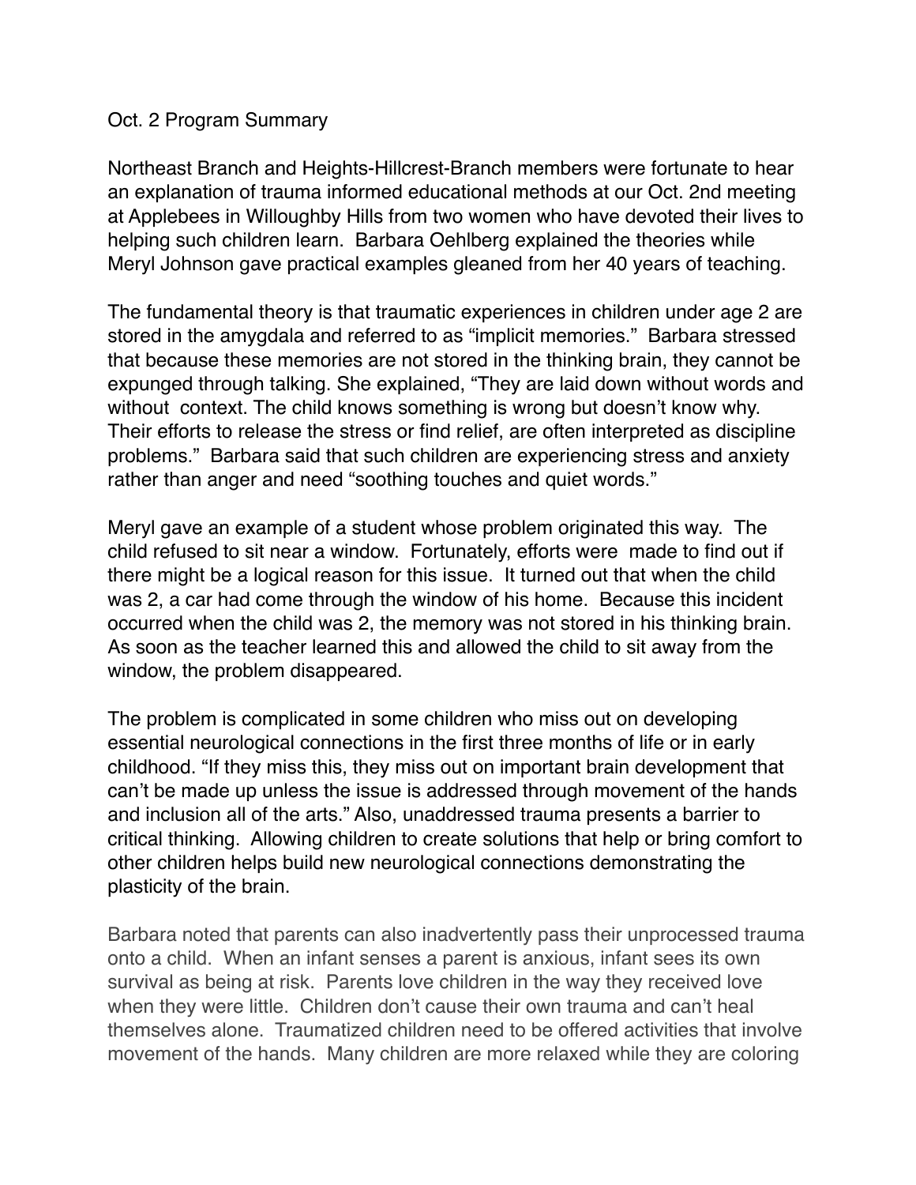Oct. 2 Program Summary

Northeast Branch and Heights-Hillcrest-Branch members were fortunate to hear an explanation of trauma informed educational methods at our Oct. 2nd meeting at Applebees in Willoughby Hills from two women who have devoted their lives to helping such children learn. Barbara Oehlberg explained the theories while Meryl Johnson gave practical examples gleaned from her 40 years of teaching.

The fundamental theory is that traumatic experiences in children under age 2 are stored in the amygdala and referred to as "implicit memories." Barbara stressed that because these memories are not stored in the thinking brain, they cannot be expunged through talking. She explained, "They are laid down without words and without context. The child knows something is wrong but doesn't know why. Their efforts to release the stress or find relief, are often interpreted as discipline problems." Barbara said that such children are experiencing stress and anxiety rather than anger and need "soothing touches and quiet words."

Meryl gave an example of a student whose problem originated this way. The child refused to sit near a window. Fortunately, efforts were made to find out if there might be a logical reason for this issue. It turned out that when the child was 2, a car had come through the window of his home. Because this incident occurred when the child was 2, the memory was not stored in his thinking brain. As soon as the teacher learned this and allowed the child to sit away from the window, the problem disappeared.

The problem is complicated in some children who miss out on developing essential neurological connections in the first three months of life or in early childhood. "If they miss this, they miss out on important brain development that can't be made up unless the issue is addressed through movement of the hands and inclusion all of the arts." Also, unaddressed trauma presents a barrier to critical thinking. Allowing children to create solutions that help or bring comfort to other children helps build new neurological connections demonstrating the plasticity of the brain.

Barbara noted that parents can also inadvertently pass their unprocessed trauma onto a child. When an infant senses a parent is anxious, infant sees its own survival as being at risk. Parents love children in the way they received love when they were little. Children don't cause their own trauma and can't heal themselves alone. Traumatized children need to be offered activities that involve movement of the hands. Many children are more relaxed while they are coloring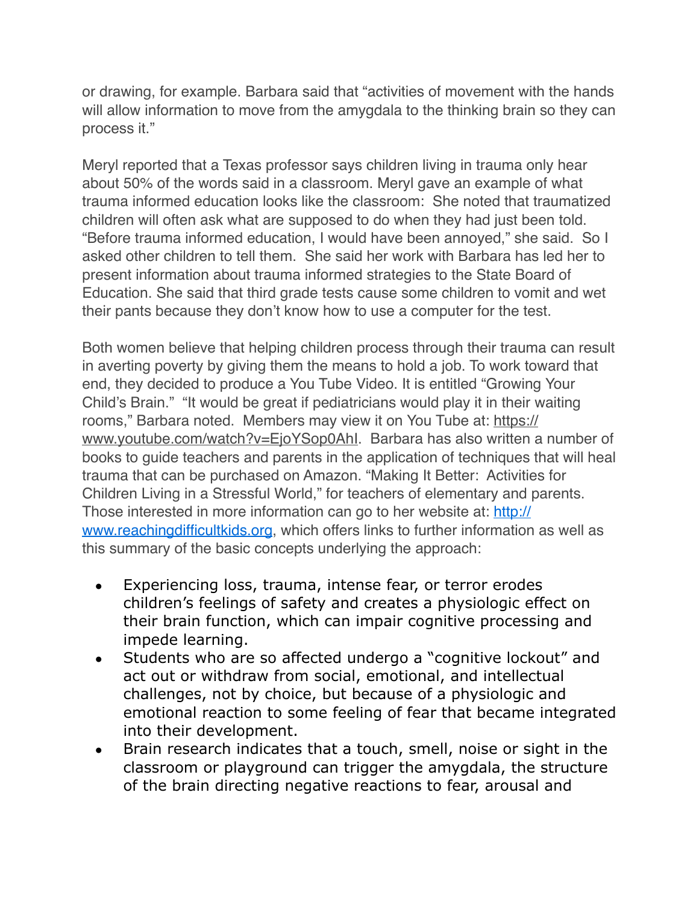or drawing, for example. Barbara said that "activities of movement with the hands will allow information to move from the amygdala to the thinking brain so they can process it."

Meryl reported that a Texas professor says children living in trauma only hear about 50% of the words said in a classroom. Meryl gave an example of what trauma informed education looks like the classroom: She noted that traumatized children will often ask what are supposed to do when they had just been told. "Before trauma informed education, I would have been annoyed," she said. So I asked other children to tell them. She said her work with Barbara has led her to present information about trauma informed strategies to the State Board of Education. She said that third grade tests cause some children to vomit and wet their pants because they don't know how to use a computer for the test.

Both women believe that helping children process through their trauma can result in averting poverty by giving them the means to hold a job. To work toward that end, they decided to produce a You Tube Video. It is entitled "Growing Your Child's Brain." "It would be great if pediatricians would play it in their waiting rooms," Barbara noted. Members may view it on You Tube at: https://www.youtube.com/watch?v=EjoYSop0AhI. Barbara has also written a number of books to guide teachers and parents in the application of techniques that will heal trauma that can be purchased on Amazon. "Making It Better: Activities for Children Living in a Stressful World," for teachers of elementary and parents. Those interested in more information can go to her website at: http://www.reachingdifficultkids.org, which offers links to further information as well as this summary of the basic concepts underlying the approach:

- Experiencing loss, trauma, intense fear, or terror erodes children's feelings of safety and creates a physiologic effect on their brain function, which can impair cognitive processing and impede learning.
- Students who are so affected undergo a "cognitive lockout" and act out or withdraw from social, emotional, and intellectual challenges, not by choice, but because of a physiologic and emotional reaction to some feeling of fear that became integrated into their development.
- Brain research indicates that a touch, smell, noise or sight in the classroom or playground can trigger the amygdala, the structure of the brain directing negative reactions to fear, arousal and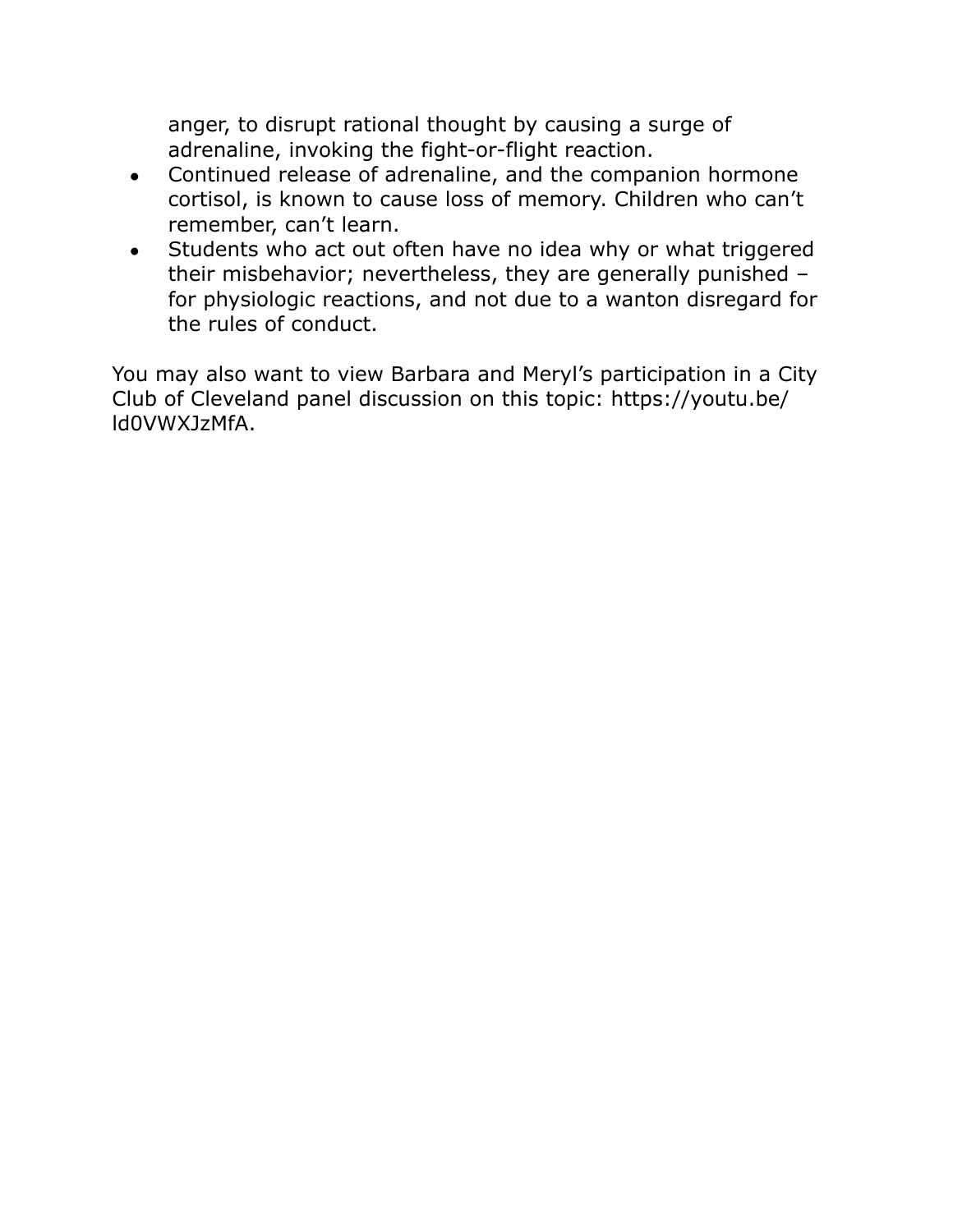anger, to disrupt rational thought by causing a surge of adrenaline, invoking the fight-or-flight reaction.

- Continued release of adrenaline, and the companion hormone cortisol, is known to cause loss of memory. Children who can't remember, can't learn.
- Students who act out often have no idea why or what triggered their misbehavior; nevertheless, they are generally punished – for physiologic reactions, and not due to a wanton disregard for the rules of conduct.

You may also want to view Barbara and Meryl's participation in a City Club of Cleveland panel discussion on this topic: https://youtu.be/ld0VWXJzMfA.